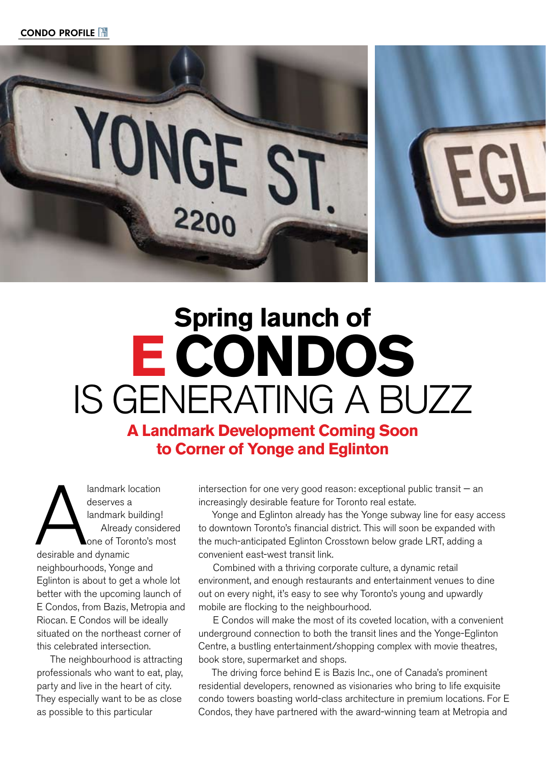# Spring launch of E CONDOS IS GENERATING A BUZZ

## A Landmark Development Coming Soon to Corner of Yonge and Eglinton

A landmark location deserves a landmark building!

Already considered one of Toronto's most desirable and dynamic neighbourhoods, Yonge and Eglinton is about to get a whole lot better with the upcoming launch of E Condos, from Bazis, Metropia and Riocan. E Condos will be ideally situated on the northeast corner of this celebrated intersection.

The neighbourhood is attracting professionals who want to eat, play, party and live in the heart of city. They especially want to be as close as possible to this particular intersection for one very good reason: exceptional public transit – an increasingly desirable feature for Toronto real estate.

Yonge and Eglinton already has the Yonge subway line for easy access to downtown Toronto's financial district. This will soon be expanded with the much-anticipated Eglinton Crosstown below grade LRT, adding a convenient east-west transit link.

Combined with a thriving corporate culture, a dynamic retail environment, and enough restaurants and entertainment venues to dine out on every night, it's easy to see why Toronto's young and upwardly mobile are flocking to the neighbourhood.

E Condos will make the most of its coveted location, with a convenient underground connection to both the transit lines and the Yonge-Eglinton Centre, a bustling entertainment/shopping complex with movie theatres, book store, supermarket and shops.

The driving force behind E is Bazis Inc., one of Canada's prominent residential developers, renowned as visionaries who bring to life exquisite condo towers boasting world-class architecture in premium locations. For E Condos, they have partnered with the award-winning team at Metropia and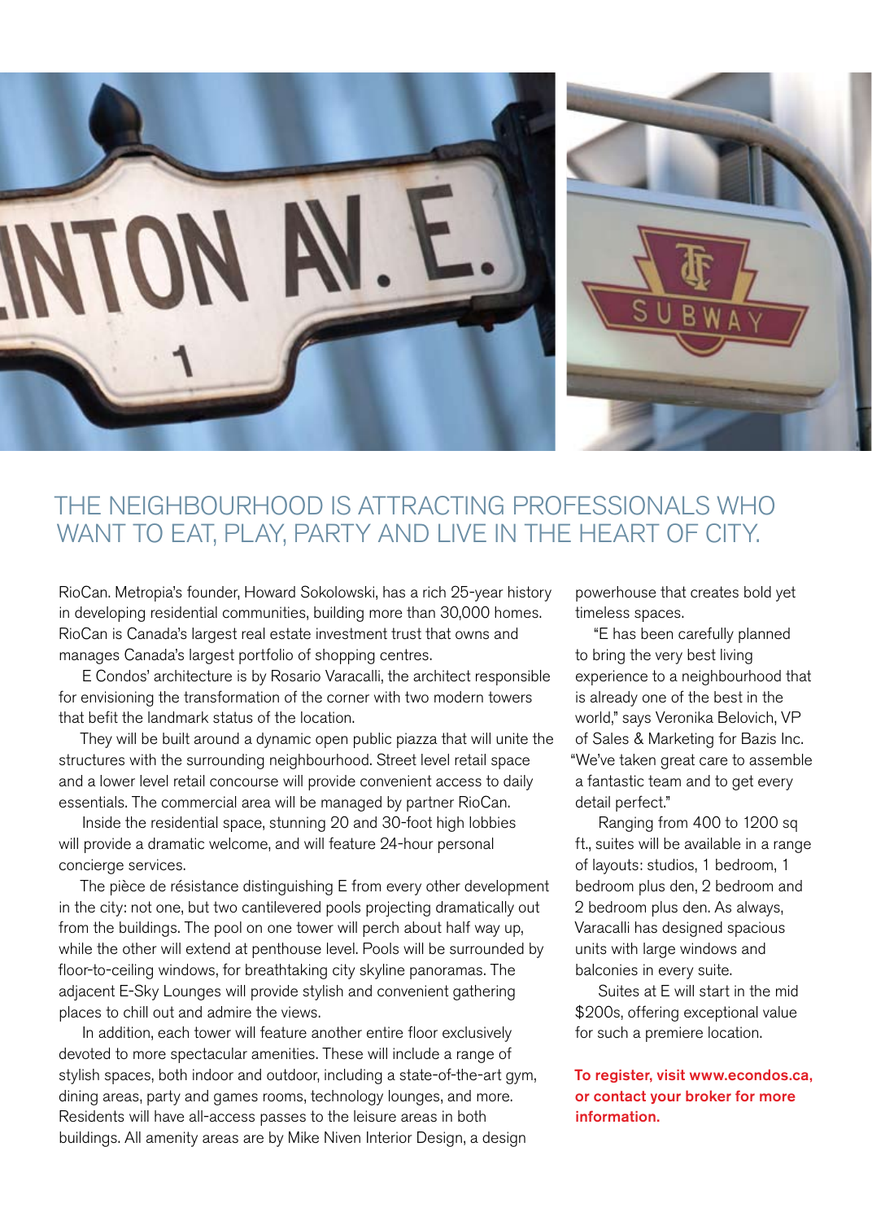## THE NEIGHBOURHOOD IS ATTRACTING PROFESSIONALS WHO WANT TO EAT, PLAY, PARTY AND LIVE IN THE HEART OF CITY.

RioCan. Metropia's founder, Howard Sokolowski, has a rich 25-year history in developing residential communities, building more than 30,000 homes. RioCan is Canada's largest real estate investment trust that owns and manages Canada's largest portfolio of shopping centres.

E Condos' architecture is by Rosario Varacalli, the architect responsible for envisioning the transformation of the corner with two modern towers that befit the landmark status of the location.

They will be built around a dynamic open public piazza that will unite the structures with the surrounding neighbourhood. Street level retail space and a lower level retail concourse will provide convenient access to daily essentials. The commercial area will be managed by partner RioCan.

Inside the residential space, stunning 20 and 30-foot high lobbies will provide a dramatic welcome, and will feature 24-hour personal concierge services.

The pièce de résistance distinguishing E from every other development in the city: not one, but two cantilevered pools projecting dramatically out from the buildings. The pool on one tower will perch about half way up, while the other will extend at penthouse level. Pools will be surrounded by floor-to-ceiling windows, for breathtaking city skyline panoramas. The adjacent E-Sky Lounges will provide stylish and convenient gathering places to chill out and admire the views.

In addition, each tower will feature another entire floor exclusively devoted to more spectacular amenities. These will include a range of stylish spaces, both indoor and outdoor, including a state-of-the-art gym, dining areas, party and games rooms, technology lounges, and more. Residents will have all-access passes to the leisure areas in both buildings. All amenity areas are by Mike Niven Interior Design, a design powerhouse that creates bold yet timeless spaces.

"E has been carefully planned to bring the very best living experience to a neighbourhood that is already one of the best in the world," says Veronika Belovich, VP of Sales & Marketing for Bazis Inc. "We've taken great care to assemble a fantastic team and to get every detail perfect."

Ranging from 400 to 1200 sq ft., suites will be available in a range of layouts: studios, 1 bedroom, 1 bedroom plus den, 2 bedroom and 2 bedroom plus den. As always, Varacalli has designed spacious units with large windows and balconies in every suite.

Suites at E will start in the mid $200s, offering exceptional value for such a premiere location.

**To register, visit www.econdos.ca, or contact your broker for more information.**